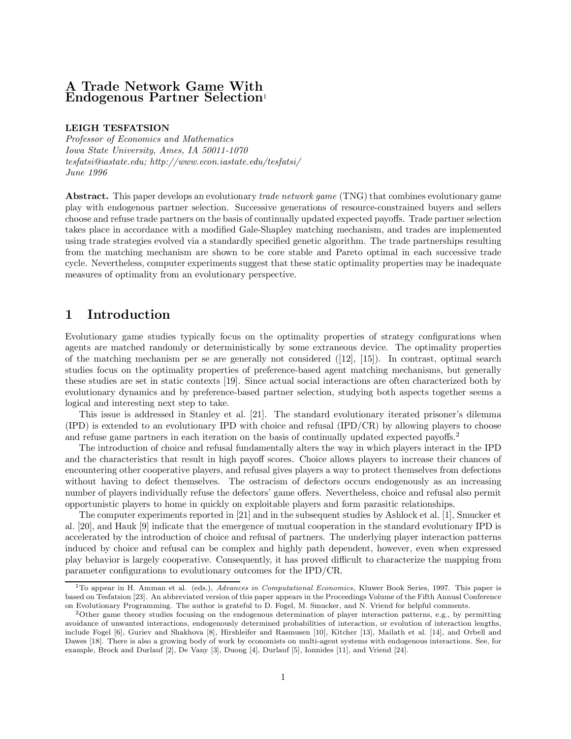# A Trade Network Game With Endogenous Partner Selection[1]

**LEIGH TESFATSION**
*Professor of Economics and Mathematics*
*Iowa State University, Ames, IA 50011-1070*
*tesfatsi@iastate.edu; http://www.econ.iastate.edu/tesfatsi/*
*June 1996*

**Abstract.** This paper develops an evolutionary *trade network game* (TNG) that combines evolutionary game play with endogenous partner selection. Successive generations of resource-constrained buyers and sellers choose and refuse trade partners on the basis of continually updated expected payoffs. Trade partner selection takes place in accordance with a modified Gale-Shapley matching mechanism, and trades are implemented using trade strategies evolved via a standardly specified genetic algorithm. The trade partnerships resulting from the matching mechanism are shown to be core stable and Pareto optimal in each successive trade cycle. Nevertheless, computer experiments suggest that these static optimality properties may be inadequate measures of optimality from an evolutionary perspective.

## 1 Introduction

Evolutionary game studies typically focus on the optimality properties of strategy configurations when agents are matched randomly or deterministically by some extraneous device. The optimality properties of the matching mechanism per se are generally not considered ([12], [15]). In contrast, optimal search studies focus on the optimality properties of preference-based agent matching mechanisms, but generally these studies are set in static contexts [19]. Since actual social interactions are often characterized both by evolutionary dynamics and by preference-based partner selection, studying both aspects together seems a logical and interesting next step to take.

This issue is addressed in Stanley et al. [21]. The standard evolutionary iterated prisoner's dilemma (IPD) is extended to an evolutionary IPD with choice and refusal (IPD/CR) by allowing players to choose and refuse game partners in each iteration on the basis of continually updated expected payoffs.[2]

The introduction of choice and refusal fundamentally alters the way in which players interact in the IPD and the characteristics that result in high payoff scores. Choice allows players to increase their chances of encountering other cooperative players, and refusal gives players a way to protect themselves from defections without having to defect themselves. The ostracism of defectors occurs endogenously as an increasing number of players individually refuse the defectors' game offers. Nevertheless, choice and refusal also permit opportunistic players to home in quickly on exploitable players and form parasitic relationships.

The computer experiments reported in [21] and in the subsequent studies by Ashlock et al. [1], Smucker et al. [20], and Hauk [9] indicate that the emergence of mutual cooperation in the standard evolutionary IPD is accelerated by the introduction of choice and refusal of partners. The underlying player interaction patterns induced by choice and refusal can be complex and highly path dependent, however, even when expressed play behavior is largely cooperative. Consequently, it has proved difficult to characterize the mapping from parameter configurations to evolutionary outcomes for the IPD/CR.

---

[1] To appear in H. Amman et al. (eds.), *Advances in Computational Economics*, Kluwer Book Series, 1997. This paper is based on Tesfatsion [23]. An abbreviated version of this paper appears in the Proceedings Volume of the Fifth Annual Conference on Evolutionary Programming. The author is grateful to D. Fogel, M. Smucker, and N. Vriend for helpful comments.

[2] Other game theory studies focusing on the endogenous determination of player interaction patterns, e.g., by permitting avoidance of unwanted interactions, endogenously determined probabilities of interaction, or evolution of interaction lengths, include Fogel [6], Guriev and Shakhova [8], Hirshleifer and Rasmusen [10], Kitcher [13], Mailath et al. [14], and Orbell and Dawes [18]. There is also a growing body of work by economists on multi-agent systems with endogenous interactions. See, for example, Brock and Durlauf [2], De Vany [3], Duong [4], Durlauf [5], Ionnides [11], and Vriend [24].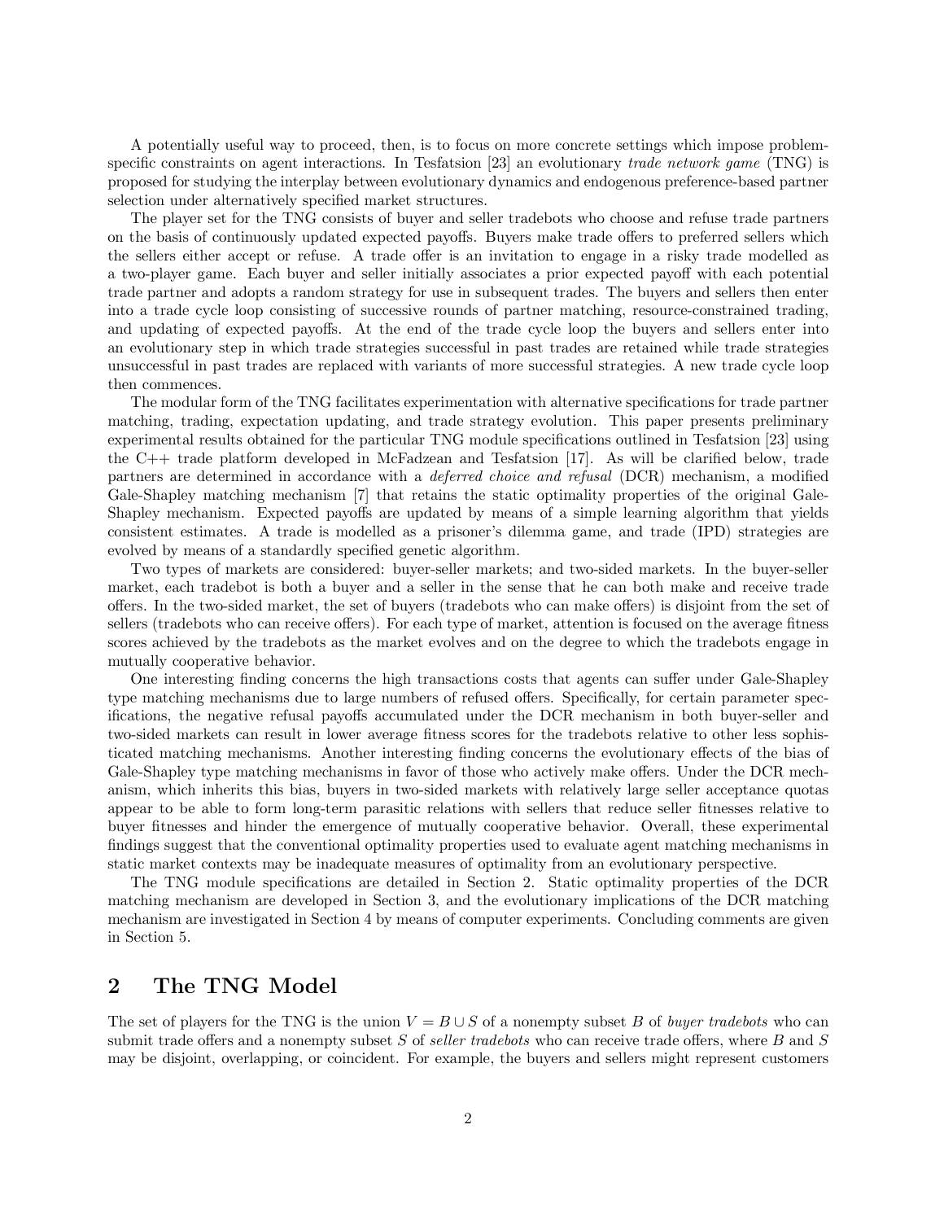A potentially useful way to proceed, then, is to focus on more concrete settings which impose problem-specific constraints on agent interactions. In Tesfatsion [23] an evolutionary *trade network game* (TNG) is proposed for studying the interplay between evolutionary dynamics and endogenous preference-based partner selection under alternatively specified market structures.

The player set for the TNG consists of buyer and seller tradebots who choose and refuse trade partners on the basis of continuously updated expected payoffs. Buyers make trade offers to preferred sellers which the sellers either accept or refuse. A trade offer is an invitation to engage in a risky trade modelled as a two-player game. Each buyer and seller initially associates a prior expected payoff with each potential trade partner and adopts a random strategy for use in subsequent trades. The buyers and sellers then enter into a trade cycle loop consisting of successive rounds of partner matching, resource-constrained trading, and updating of expected payoffs. At the end of the trade cycle loop the buyers and sellers enter into an evolutionary step in which trade strategies successful in past trades are retained while trade strategies unsuccessful in past trades are replaced with variants of more successful strategies. A new trade cycle loop then commences.

The modular form of the TNG facilitates experimentation with alternative specifications for trade partner matching, trading, expectation updating, and trade strategy evolution. This paper presents preliminary experimental results obtained for the particular TNG module specifications outlined in Tesfatsion [23] using the C++ trade platform developed in McFadzean and Tesfatsion [17]. As will be clarified below, trade partners are determined in accordance with a *deferred choice and refusal* (DCR) mechanism, a modified Gale-Shapley matching mechanism [7] that retains the static optimality properties of the original Gale-Shapley mechanism. Expected payoffs are updated by means of a simple learning algorithm that yields consistent estimates. A trade is modelled as a prisoner's dilemma game, and trade (IPD) strategies are evolved by means of a standardly specified genetic algorithm.

Two types of markets are considered: buyer-seller markets; and two-sided markets. In the buyer-seller market, each tradebot is both a buyer and a seller in the sense that he can both make and receive trade offers. In the two-sided market, the set of buyers (tradebots who can make offers) is disjoint from the set of sellers (tradebots who can receive offers). For each type of market, attention is focused on the average fitness scores achieved by the tradebots as the market evolves and on the degree to which the tradebots engage in mutually cooperative behavior.

One interesting finding concerns the high transactions costs that agents can suffer under Gale-Shapley type matching mechanisms due to large numbers of refused offers. Specifically, for certain parameter specifications, the negative refusal payoffs accumulated under the DCR mechanism in both buyer-seller and two-sided markets can result in lower average fitness scores for the tradebots relative to other less sophisticated matching mechanisms. Another interesting finding concerns the evolutionary effects of the bias of Gale-Shapley type matching mechanisms in favor of those who actively make offers. Under the DCR mechanism, which inherits this bias, buyers in two-sided markets with relatively large seller acceptance quotas appear to be able to form long-term parasitic relations with sellers that reduce seller fitnesses relative to buyer fitnesses and hinder the emergence of mutually cooperative behavior. Overall, these experimental findings suggest that the conventional optimality properties used to evaluate agent matching mechanisms in static market contexts may be inadequate measures of optimality from an evolutionary perspective.

The TNG module specifications are detailed in Section 2. Static optimality properties of the DCR matching mechanism are developed in Section 3, and the evolutionary implications of the DCR matching mechanism are investigated in Section 4 by means of computer experiments. Concluding comments are given in Section 5.

## 2 The TNG Model

The set of players for the TNG is the union $V = B \cup S$ of a nonempty subset $B$ of *buyer tradebots* who can submit trade offers and a nonempty subset $S$ of *seller tradebots* who can receive trade offers, where $B$ and $S$ may be disjoint, overlapping, or coincident. For example, the buyers and sellers might represent customers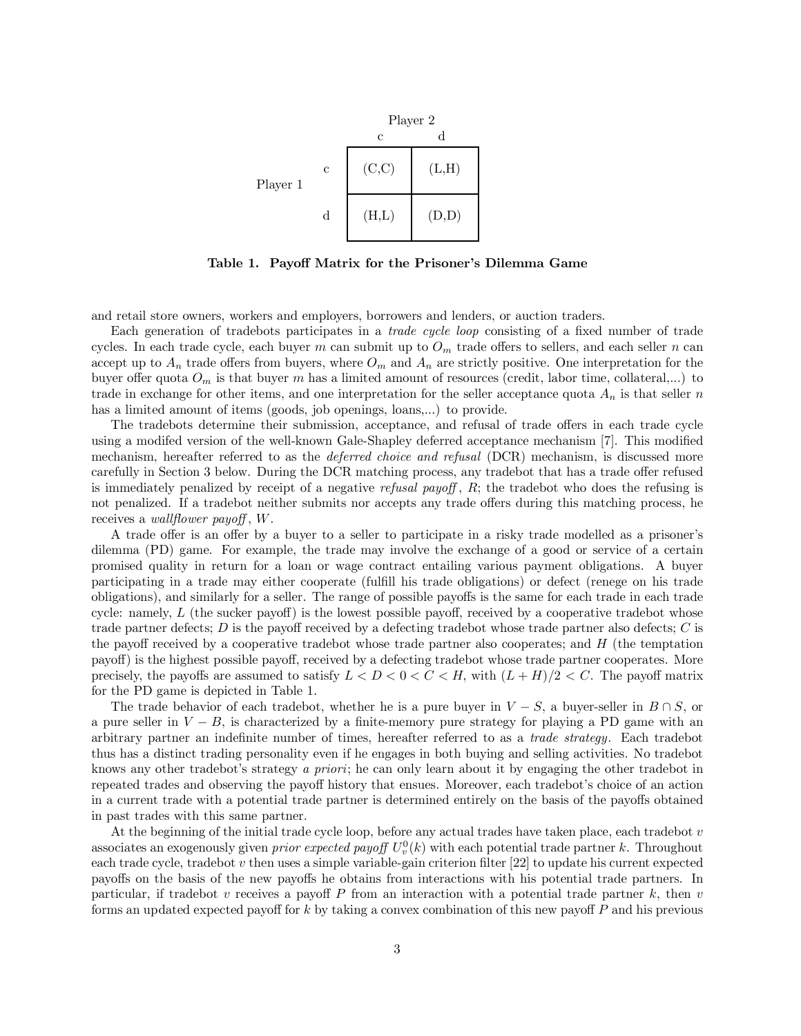| | | Player 2 | |
|---|---|---|---|
| | | c | d |
| Player 1 | c | (C,C) | (L,H) |
| | d | (H,L) | (D,D) |

**Table 1. Payoff Matrix for the Prisoner's Dilemma Game**

and retail store owners, workers and employers, borrowers and lenders, or auction traders.

Each generation of tradebots participates in a *trade cycle loop* consisting of a fixed number of trade cycles. In each trade cycle, each buyer $m$ can submit up to $O_m$ trade offers to sellers, and each seller $n$ can accept up to $A_n$ trade offers from buyers, where $O_m$ and $A_n$ are strictly positive. One interpretation for the buyer offer quota $O_m$ is that buyer $m$ has a limited amount of resources (credit, labor time, collateral,...) to trade in exchange for other items, and one interpretation for the seller acceptance quota $A_n$ is that seller $n$ has a limited amount of items (goods, job openings, loans,...) to provide.

The tradebots determine their submission, acceptance, and refusal of trade offers in each trade cycle using a modifed version of the well-known Gale-Shapley deferred acceptance mechanism [7]. This modified mechanism, hereafter referred to as the *deferred choice and refusal* (DCR) mechanism, is discussed more carefully in Section 3 below. During the DCR matching process, any tradebot that has a trade offer refused is immediately penalized by receipt of a negative *refusal payoff*, $R$; the tradebot who does the refusing is not penalized. If a tradebot neither submits nor accepts any trade offers during this matching process, he receives a *wallflower payoff*, $W$.

A trade offer is an offer by a buyer to a seller to participate in a risky trade modelled as a prisoner's dilemma (PD) game. For example, the trade may involve the exchange of a good or service of a certain promised quality in return for a loan or wage contract entailing various payment obligations. A buyer participating in a trade may either cooperate (fulfill his trade obligations) or defect (renege on his trade obligations), and similarly for a seller. The range of possible payoffs is the same for each trade in each trade cycle: namely, $L$ (the sucker payoff) is the lowest possible payoff, received by a cooperative tradebot whose trade partner defects; $D$ is the payoff received by a defecting tradebot whose trade partner also defects; $C$ is the payoff received by a cooperative tradebot whose trade partner also cooperates; and $H$ (the temptation payoff) is the highest possible payoff, received by a defecting tradebot whose trade partner cooperates. More precisely, the payoffs are assumed to satisfy $L < D < 0 < C < H$, with $(L + H)/2 < C$. The payoff matrix for the PD game is depicted in Table 1.

The trade behavior of each tradebot, whether he is a pure buyer in $V - S$, a buyer-seller in $B \cap S$, or a pure seller in $V - B$, is characterized by a finite-memory pure strategy for playing a PD game with an arbitrary partner an indefinite number of times, hereafter referred to as a *trade strategy*. Each tradebot thus has a distinct trading personality even if he engages in both buying and selling activities. No tradebot knows any other tradebot's strategy *a priori*; he can only learn about it by engaging the other tradebot in repeated trades and observing the payoff history that ensues. Moreover, each tradebot's choice of an action in a current trade with a potential trade partner is determined entirely on the basis of the payoffs obtained in past trades with this same partner.

At the beginning of the initial trade cycle loop, before any actual trades have taken place, each tradebot $v$ associates an exogenously given *prior expected payoff* $U_v^0(k)$ with each potential trade partner $k$. Throughout each trade cycle, tradebot $v$ then uses a simple variable-gain criterion filter [22] to update his current expected payoffs on the basis of the new payoffs he obtains from interactions with his potential trade partners. In particular, if tradebot $v$ receives a payoff $P$ from an interaction with a potential trade partner $k$, then $v$ forms an updated expected payoff for $k$ by taking a convex combination of this new payoff $P$ and his previous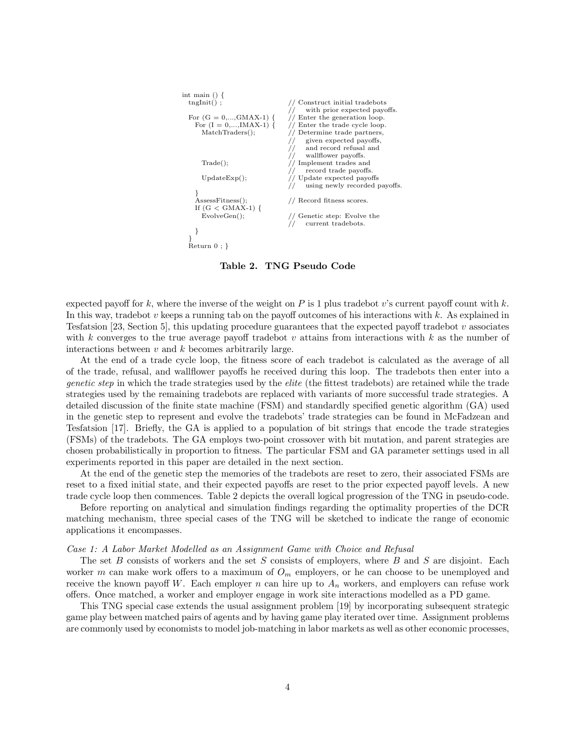```
int main () {
  tngInit() ;                   // Construct initial tradebots
                                //    with prior expected payoffs.
  For (G = 0,...,GMAX-1) {      // Enter the generation loop.
    For (I = 0,....,IMAX-1) {   // Enter the trade cycle loop.
      MatchTraders();           // Determine trade partners,
                                //    given expected payoffs,
                                //    and record refusal and
                                //    wallflower payoffs.
      Trade();                  // Implement trades and
                                //    record trade payoffs.
      UpdateExp();              // Update expected payoffs
                                //    using newly recorded payoffs.
    }
    AssessFitness();            // Record fitness scores.
    If (G < GMAX-1) {
      EvolveGen();              // Genetic step: Evolve the
                                //    current tradebots.
    }
  }
  Return 0 ; }
```

**Table 2. TNG Pseudo Code**

expected payoff for $k$, where the inverse of the weight on $P$ is 1 plus tradebot $v$'s current payoff count with $k$. In this way, tradebot $v$ keeps a running tab on the payoff outcomes of his interactions with $k$. As explained in Tesfatsion [23, Section 5], this updating procedure guarantees that the expected payoff tradebot $v$ associates with $k$ converges to the true average payoff tradebot $v$ attains from interactions with $k$ as the number of interactions between $v$ and $k$ becomes arbitrarily large.

At the end of a trade cycle loop, the fitness score of each tradebot is calculated as the average of all of the trade, refusal, and wallflower payoffs he received during this loop. The tradebots then enter into a *genetic step* in which the trade strategies used by the *elite* (the fittest tradebots) are retained while the trade strategies used by the remaining tradebots are replaced with variants of more successful trade strategies. A detailed discussion of the finite state machine (FSM) and standardly specified genetic algorithm (GA) used in the genetic step to represent and evolve the tradebots' trade strategies can be found in McFadzean and Tesfatsion [17]. Briefly, the GA is applied to a population of bit strings that encode the trade strategies (FSMs) of the tradebots. The GA employs two-point crossover with bit mutation, and parent strategies are chosen probabilistically in proportion to fitness. The particular FSM and GA parameter settings used in all experiments reported in this paper are detailed in the next section.

At the end of the genetic step the memories of the tradebots are reset to zero, their associated FSMs are reset to a fixed initial state, and their expected payoffs are reset to the prior expected payoff levels. A new trade cycle loop then commences. Table 2 depicts the overall logical progression of the TNG in pseudo-code.

Before reporting on analytical and simulation findings regarding the optimality properties of the DCR matching mechanism, three special cases of the TNG will be sketched to indicate the range of economic applications it encompasses.

*Case 1: A Labor Market Modelled as an Assignment Game with Choice and Refusal*

The set $B$ consists of workers and the set $S$ consists of employers, where $B$ and $S$ are disjoint. Each worker $m$ can make work offers to a maximum of $O_m$ employers, or he can choose to be unemployed and receive the known payoff $W$. Each employer $n$ can hire up to $A_n$ workers, and employers can refuse work offers. Once matched, a worker and employer engage in work site interactions modelled as a PD game.

This TNG special case extends the usual assignment problem [19] by incorporating subsequent strategic game play between matched pairs of agents and by having game play iterated over time. Assignment problems are commonly used by economists to model job-matching in labor markets as well as other economic processes,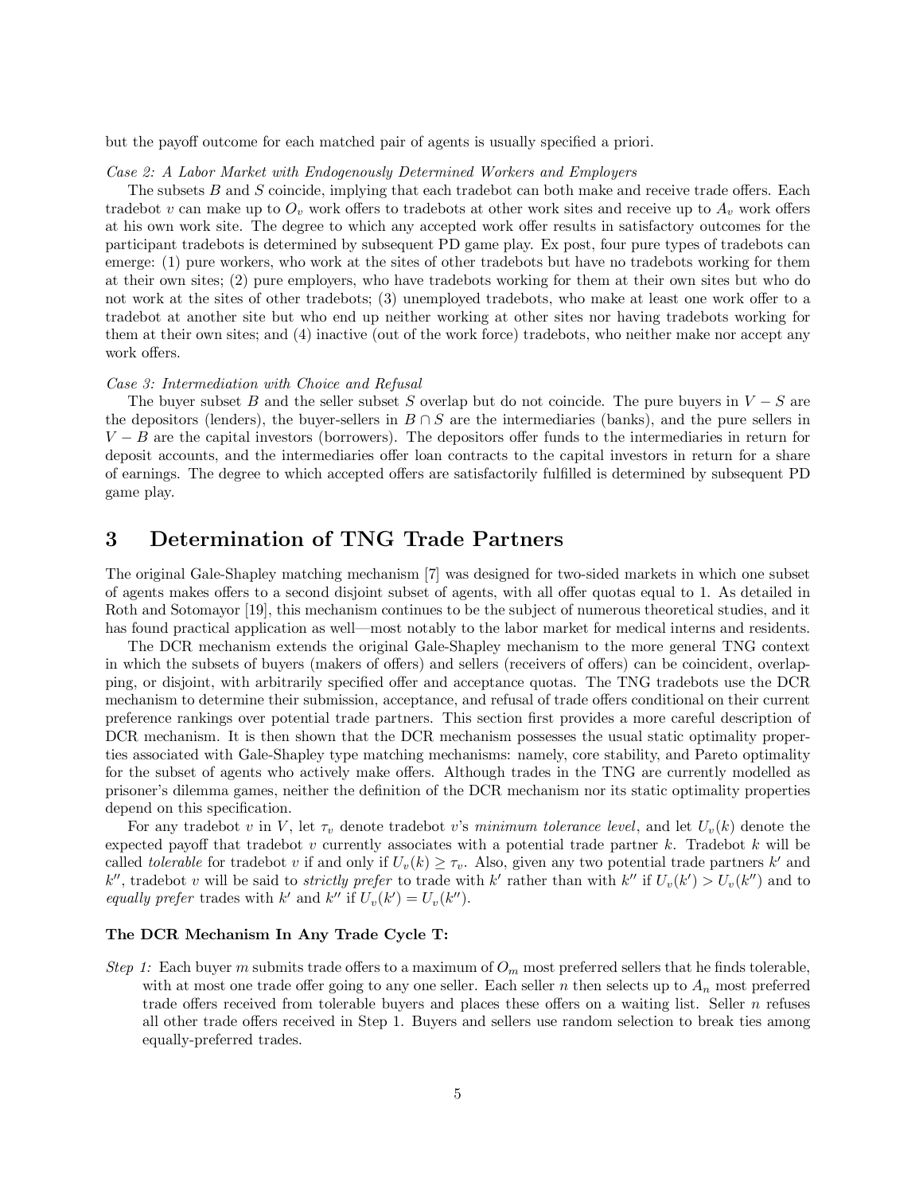but the payoff outcome for each matched pair of agents is usually specified a priori.

*Case 2: A Labor Market with Endogenously Determined Workers and Employers*

The subsets $B$ and $S$ coincide, implying that each tradebot can both make and receive trade offers. Each tradebot $v$ can make up to $O_v$ work offers to tradebots at other work sites and receive up to $A_v$ work offers at his own work site. The degree to which any accepted work offer results in satisfactory outcomes for the participant tradebots is determined by subsequent PD game play. Ex post, four pure types of tradebots can emerge: (1) pure workers, who work at the sites of other tradebots but have no tradebots working for them at their own sites; (2) pure employers, who have tradebots working for them at their own sites but who do not work at the sites of other tradebots; (3) unemployed tradebots, who make at least one work offer to a tradebot at another site but who end up neither working at other sites nor having tradebots working for them at their own sites; and (4) inactive (out of the work force) tradebots, who neither make nor accept any work offers.

*Case 3: Intermediation with Choice and Refusal*

The buyer subset $B$ and the seller subset $S$ overlap but do not coincide. The pure buyers in $V - S$ are the depositors (lenders), the buyer-sellers in $B \cap S$ are the intermediaries (banks), and the pure sellers in $V - B$ are the capital investors (borrowers). The depositors offer funds to the intermediaries in return for deposit accounts, and the intermediaries offer loan contracts to the capital investors in return for a share of earnings. The degree to which accepted offers are satisfactorily fulfilled is determined by subsequent PD game play.

# 3 Determination of TNG Trade Partners

The original Gale-Shapley matching mechanism [7] was designed for two-sided markets in which one subset of agents makes offers to a second disjoint subset of agents, with all offer quotas equal to 1. As detailed in Roth and Sotomayor [19], this mechanism continues to be the subject of numerous theoretical studies, and it has found practical application as well—most notably to the labor market for medical interns and residents.

The DCR mechanism extends the original Gale-Shapley mechanism to the more general TNG context in which the subsets of buyers (makers of offers) and sellers (receivers of offers) can be coincident, overlapping, or disjoint, with arbitrarily specified offer and acceptance quotas. The TNG tradebots use the DCR mechanism to determine their submission, acceptance, and refusal of trade offers conditional on their current preference rankings over potential trade partners. This section first provides a more careful description of DCR mechanism. It is then shown that the DCR mechanism possesses the usual static optimality properties associated with Gale-Shapley type matching mechanisms: namely, core stability, and Pareto optimality for the subset of agents who actively make offers. Although trades in the TNG are currently modelled as prisoner's dilemma games, neither the definition of the DCR mechanism nor its static optimality properties depend on this specification.

For any tradebot $v$ in $V$, let $\tau_v$ denote tradebot $v$'s *minimum tolerance level*, and let $U_v(k)$ denote the expected payoff that tradebot $v$ currently associates with a potential trade partner $k$. Tradebot $k$ will be called *tolerable* for tradebot $v$ if and only if $U_v(k) \geq \tau_v$. Also, given any two potential trade partners $k'$ and $k''$, tradebot $v$ will be said to *strictly prefer* to trade with $k'$ rather than with $k''$ if $U_v(k') > U_v(k'')$ and to *equally prefer* trades with $k'$ and $k''$ if $U_v(k') = U_v(k'')$.

**The DCR Mechanism In Any Trade Cycle T:**

*Step 1:* Each buyer $m$ submits trade offers to a maximum of $O_m$ most preferred sellers that he finds tolerable, with at most one trade offer going to any one seller. Each seller $n$ then selects up to $A_n$ most preferred trade offers received from tolerable buyers and places these offers on a waiting list. Seller $n$ refuses all other trade offers received in Step 1. Buyers and sellers use random selection to break ties among equally-preferred trades.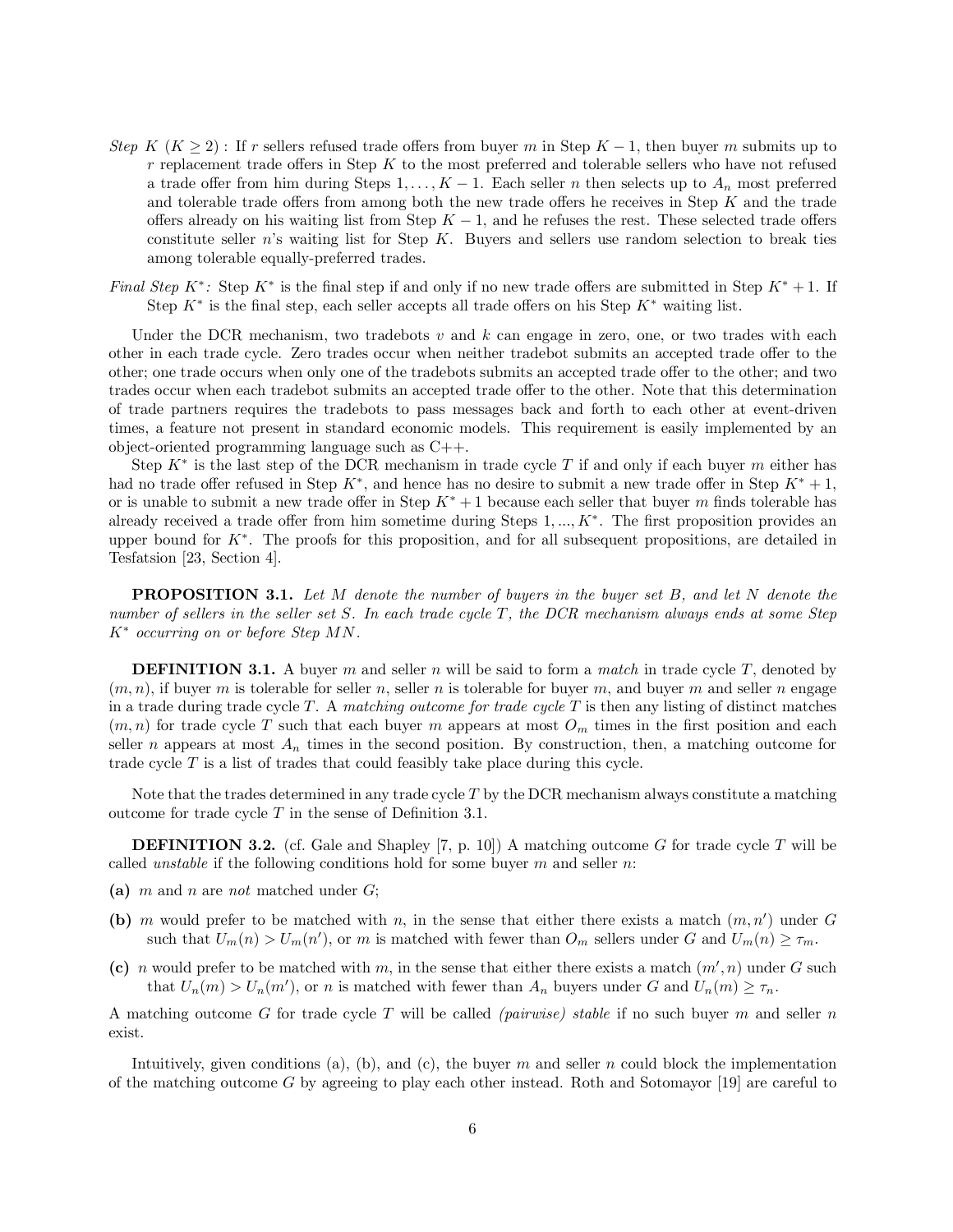*Step K* $(K \geq 2)$ : If $r$ sellers refused trade offers from buyer $m$ in Step $K-1$, then buyer $m$ submits up to $r$ replacement trade offers in Step $K$ to the most preferred and tolerable sellers who have not refused a trade offer from him during Steps $1, \ldots, K-1$. Each seller $n$ then selects up to $A_n$ most preferred and tolerable trade offers from among both the new trade offers he receives in Step $K$ and the trade offers already on his waiting list from Step $K-1$, and he refuses the rest. These selected trade offers constitute seller $n$'s waiting list for Step $K$. Buyers and sellers use random selection to break ties among tolerable equally-preferred trades.

*Final Step* $K^*$*:* Step $K^*$ is the final step if and only if no new trade offers are submitted in Step $K^*+1$. If Step $K^*$ is the final step, each seller accepts all trade offers on his Step $K^*$ waiting list.

Under the DCR mechanism, two tradebots $v$ and $k$ can engage in zero, one, or two trades with each other in each trade cycle. Zero trades occur when neither tradebot submits an accepted trade offer to the other; one trade occurs when only one of the tradebots submits an accepted trade offer to the other; and two trades occur when each tradebot submits an accepted trade offer to the other. Note that this determination of trade partners requires the tradebots to pass messages back and forth to each other at event-driven times, a feature not present in standard economic models. This requirement is easily implemented by an object-oriented programming language such as C++.

Step $K^*$ is the last step of the DCR mechanism in trade cycle $T$ if and only if each buyer $m$ either has had no trade offer refused in Step $K^*$, and hence has no desire to submit a new trade offer in Step $K^*+1$, or is unable to submit a new trade offer in Step $K^*+1$ because each seller that buyer $m$ finds tolerable has already received a trade offer from him sometime during Steps $1, ..., K^*$. The first proposition provides an upper bound for $K^*$. The proofs for this proposition, and for all subsequent propositions, are detailed in Tesfatsion [23, Section 4].

**PROPOSITION 3.1.** *Let $M$ denote the number of buyers in the buyer set $B$, and let $N$ denote the number of sellers in the seller set $S$. In each trade cycle $T$, the DCR mechanism always ends at some Step $K^*$ occurring on or before Step $MN$.*

**DEFINITION 3.1.** A buyer $m$ and seller $n$ will be said to form a *match* in trade cycle $T$, denoted by $(m, n)$, if buyer $m$ is tolerable for seller $n$, seller $n$ is tolerable for buyer $m$, and buyer $m$ and seller $n$ engage in a trade during trade cycle $T$. A *matching outcome for trade cycle $T$* is then any listing of distinct matches $(m, n)$ for trade cycle $T$ such that each buyer $m$ appears at most $O_m$ times in the first position and each seller $n$ appears at most $A_n$ times in the second position. By construction, then, a matching outcome for trade cycle $T$ is a list of trades that could feasibly take place during this cycle.

Note that the trades determined in any trade cycle $T$ by the DCR mechanism always constitute a matching outcome for trade cycle $T$ in the sense of Definition 3.1.

**DEFINITION 3.2.** (cf. Gale and Shapley [7, p. 10]) A matching outcome $G$ for trade cycle $T$ will be called *unstable* if the following conditions hold for some buyer $m$ and seller $n$:

**(a)** $m$ and $n$ are *not* matched under $G$;

**(b)** $m$ would prefer to be matched with $n$, in the sense that either there exists a match $(m, n')$ under $G$ such that $U_m(n) > U_m(n')$, or $m$ is matched with fewer than $O_m$ sellers under $G$ and $U_m(n) \geq \tau_m$.

**(c)** $n$ would prefer to be matched with $m$, in the sense that either there exists a match $(m', n)$ under $G$ such that $U_n(m) > U_n(m')$, or $n$ is matched with fewer than $A_n$ buyers under $G$ and $U_n(m) \geq \tau_n$.

A matching outcome $G$ for trade cycle $T$ will be called *(pairwise) stable* if no such buyer $m$ and seller $n$ exist.

Intuitively, given conditions (a), (b), and (c), the buyer $m$ and seller $n$ could block the implementation of the matching outcome $G$ by agreeing to play each other instead. Roth and Sotomayor [19] are careful to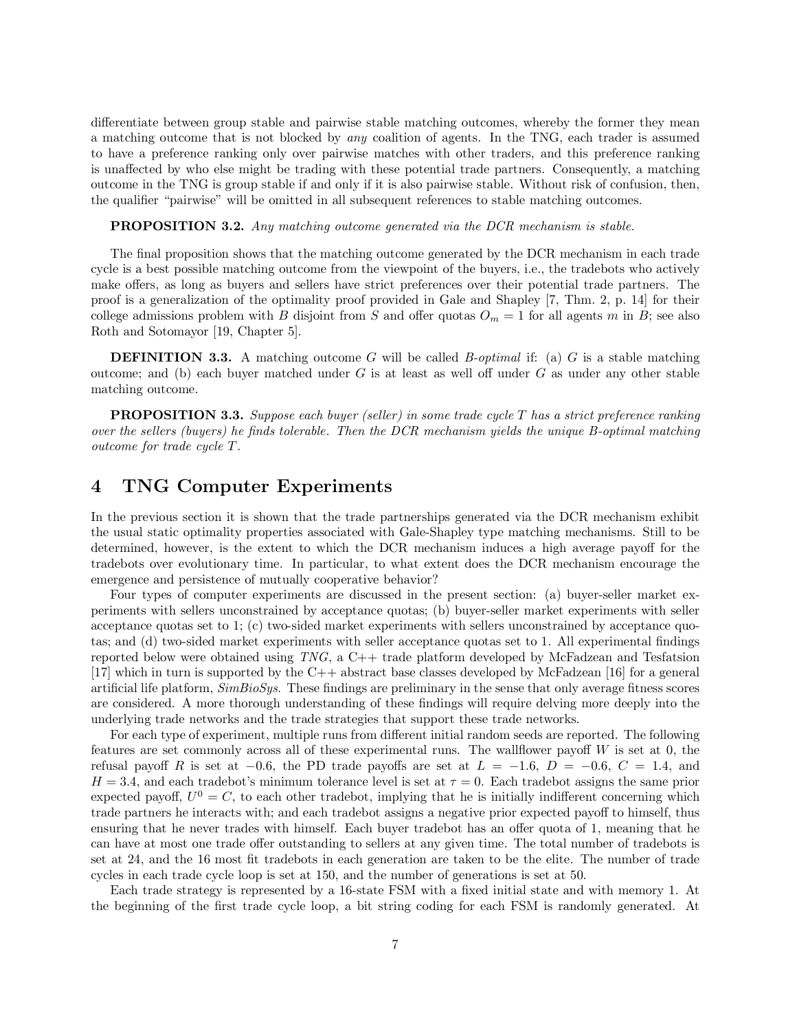differentiate between group stable and pairwise stable matching outcomes, whereby the former they mean a matching outcome that is not blocked by *any* coalition of agents. In the TNG, each trader is assumed to have a preference ranking only over pairwise matches with other traders, and this preference ranking is unaffected by who else might be trading with these potential trade partners. Consequently, a matching outcome in the TNG is group stable if and only if it is also pairwise stable. Without risk of confusion, then, the qualifier "pairwise" will be omitted in all subsequent references to stable matching outcomes.

**PROPOSITION 3.2.** *Any matching outcome generated via the DCR mechanism is stable.*

The final proposition shows that the matching outcome generated by the DCR mechanism in each trade cycle is a best possible matching outcome from the viewpoint of the buyers, i.e., the tradebots who actively make offers, as long as buyers and sellers have strict preferences over their potential trade partners. The proof is a generalization of the optimality proof provided in Gale and Shapley [7, Thm. 2, p. 14] for their college admissions problem with $B$ disjoint from $S$ and offer quotas $O_m = 1$ for all agents $m$ in $B$; see also Roth and Sotomayor [19, Chapter 5].

**DEFINITION 3.3.** A matching outcome $G$ will be called *B-optimal* if: (a) $G$ is a stable matching outcome; and (b) each buyer matched under $G$ is at least as well off under $G$ as under any other stable matching outcome.

**PROPOSITION 3.3.** *Suppose each buyer (seller) in some trade cycle $T$ has a strict preference ranking over the sellers (buyers) he finds tolerable. Then the DCR mechanism yields the unique B-optimal matching outcome for trade cycle $T$.*

# 4 TNG Computer Experiments

In the previous section it is shown that the trade partnerships generated via the DCR mechanism exhibit the usual static optimality properties associated with Gale-Shapley type matching mechanisms. Still to be determined, however, is the extent to which the DCR mechanism induces a high average payoff for the tradebots over evolutionary time. In particular, to what extent does the DCR mechanism encourage the emergence and persistence of mutually cooperative behavior?

Four types of computer experiments are discussed in the present section: (a) buyer-seller market experiments with sellers unconstrained by acceptance quotas; (b) buyer-seller market experiments with seller acceptance quotas set to 1; (c) two-sided market experiments with sellers unconstrained by acceptance quotas; and (d) two-sided market experiments with seller acceptance quotas set to 1. All experimental findings reported below were obtained using *TNG*, a C++ trade platform developed by McFadzean and Tesfatsion [17] which in turn is supported by the C++ abstract base classes developed by McFadzean [16] for a general artificial life platform, *SimBioSys*. These findings are preliminary in the sense that only average fitness scores are considered. A more thorough understanding of these findings will require delving more deeply into the underlying trade networks and the trade strategies that support these trade networks.

For each type of experiment, multiple runs from different initial random seeds are reported. The following features are set commonly across all of these experimental runs. The wallflower payoff $W$ is set at 0, the refusal payoff $R$ is set at $-0.6$, the PD trade payoffs are set at $L = -1.6$, $D = -0.6$, $C = 1.4$, and $H = 3.4$, and each tradebot's minimum tolerance level is set at $\tau = 0$. Each tradebot assigns the same prior expected payoff, $U^0 = C$, to each other tradebot, implying that he is initially indifferent concerning which trade partners he interacts with; and each tradebot assigns a negative prior expected payoff to himself, thus ensuring that he never trades with himself. Each buyer tradebot has an offer quota of 1, meaning that he can have at most one trade offer outstanding to sellers at any given time. The total number of tradebots is set at 24, and the 16 most fit tradebots in each generation are taken to be the elite. The number of trade cycles in each trade cycle loop is set at 150, and the number of generations is set at 50.

Each trade strategy is represented by a 16-state FSM with a fixed initial state and with memory 1. At the beginning of the first trade cycle loop, a bit string coding for each FSM is randomly generated. At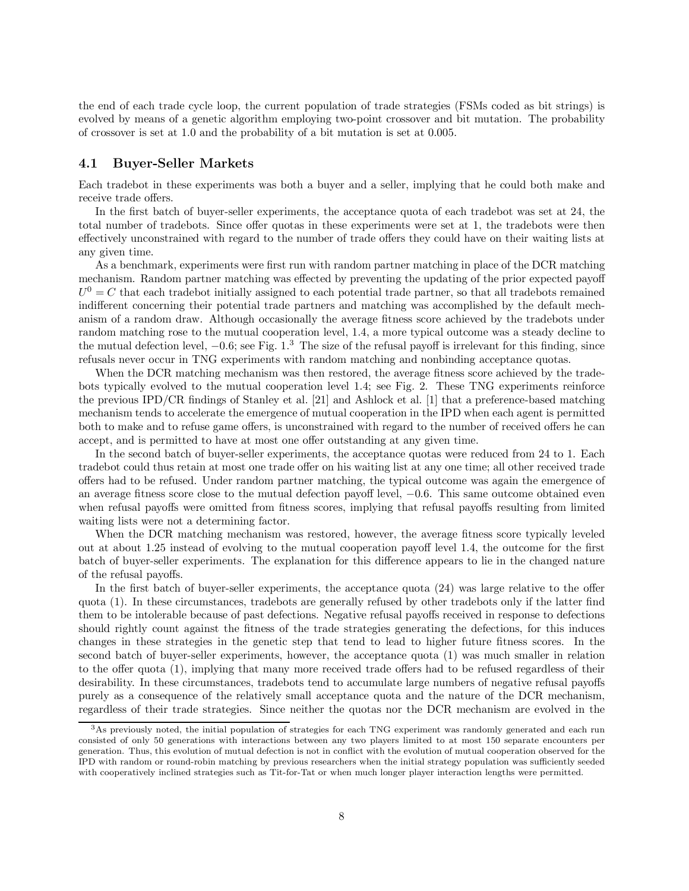the end of each trade cycle loop, the current population of trade strategies (FSMs coded as bit strings) is evolved by means of a genetic algorithm employing two-point crossover and bit mutation. The probability of crossover is set at 1.0 and the probability of a bit mutation is set at 0.005.

### 4.1 Buyer-Seller Markets

Each tradebot in these experiments was both a buyer and a seller, implying that he could both make and receive trade offers.

In the first batch of buyer-seller experiments, the acceptance quota of each tradebot was set at 24, the total number of tradebots. Since offer quotas in these experiments were set at 1, the tradebots were then effectively unconstrained with regard to the number of trade offers they could have on their waiting lists at any given time.

As a benchmark, experiments were first run with random partner matching in place of the DCR matching mechanism. Random partner matching was effected by preventing the updating of the prior expected payoff $U^0 = C$ that each tradebot initially assigned to each potential trade partner, so that all tradebots remained indifferent concerning their potential trade partners and matching was accomplished by the default mechanism of a random draw. Although occasionally the average fitness score achieved by the tradebots under random matching rose to the mutual cooperation level, 1.4, a more typical outcome was a steady decline to the mutual defection level, $-0.6$; see Fig. 1.[3] The size of the refusal payoff is irrelevant for this finding, since refusals never occur in TNG experiments with random matching and nonbinding acceptance quotas.

When the DCR matching mechanism was then restored, the average fitness score achieved by the tradebots typically evolved to the mutual cooperation level 1.4; see Fig. 2. These TNG experiments reinforce the previous IPD/CR findings of Stanley et al. [21] and Ashlock et al. [1] that a preference-based matching mechanism tends to accelerate the emergence of mutual cooperation in the IPD when each agent is permitted both to make and to refuse game offers, is unconstrained with regard to the number of received offers he can accept, and is permitted to have at most one offer outstanding at any given time.

In the second batch of buyer-seller experiments, the acceptance quotas were reduced from 24 to 1. Each tradebot could thus retain at most one trade offer on his waiting list at any one time; all other received trade offers had to be refused. Under random partner matching, the typical outcome was again the emergence of an average fitness score close to the mutual defection payoff level, $-0.6$. This same outcome obtained even when refusal payoffs were omitted from fitness scores, implying that refusal payoffs resulting from limited waiting lists were not a determining factor.

When the DCR matching mechanism was restored, however, the average fitness score typically leveled out at about 1.25 instead of evolving to the mutual cooperation payoff level 1.4, the outcome for the first batch of buyer-seller experiments. The explanation for this difference appears to lie in the changed nature of the refusal payoffs.

In the first batch of buyer-seller experiments, the acceptance quota (24) was large relative to the offer quota (1). In these circumstances, tradebots are generally refused by other tradebots only if the latter find them to be intolerable because of past defections. Negative refusal payoffs received in response to defections should rightly count against the fitness of the trade strategies generating the defections, for this induces changes in these strategies in the genetic step that tend to lead to higher future fitness scores. In the second batch of buyer-seller experiments, however, the acceptance quota (1) was much smaller in relation to the offer quota (1), implying that many more received trade offers had to be refused regardless of their desirability. In these circumstances, tradebots tend to accumulate large numbers of negative refusal payoffs purely as a consequence of the relatively small acceptance quota and the nature of the DCR mechanism, regardless of their trade strategies. Since neither the quotas nor the DCR mechanism are evolved in the

[3] As previously noted, the initial population of strategies for each TNG experiment was randomly generated and each run consisted of only 50 generations with interactions between any two players limited to at most 150 separate encounters per generation. Thus, this evolution of mutual defection is not in conflict with the evolution of mutual cooperation observed for the IPD with random or round-robin matching by previous researchers when the initial strategy population was sufficiently seeded with cooperatively inclined strategies such as Tit-for-Tat or when much longer player interaction lengths were permitted.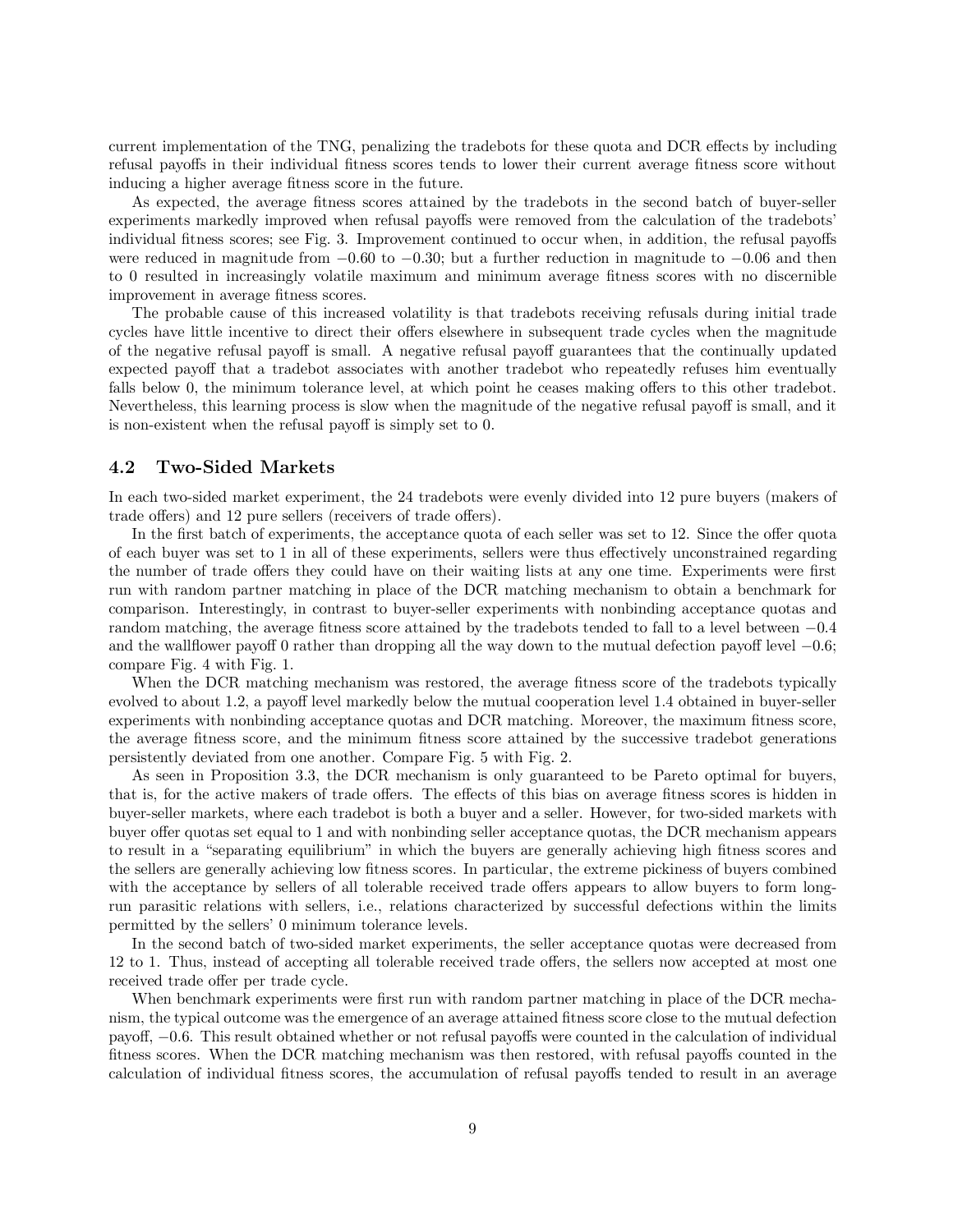current implementation of the TNG, penalizing the tradebots for these quota and DCR effects by including refusal payoffs in their individual fitness scores tends to lower their current average fitness score without inducing a higher average fitness score in the future.

As expected, the average fitness scores attained by the tradebots in the second batch of buyer-seller experiments markedly improved when refusal payoffs were removed from the calculation of the tradebots' individual fitness scores; see Fig. 3. Improvement continued to occur when, in addition, the refusal payoffs were reduced in magnitude from $-0.60$ to $-0.30$; but a further reduction in magnitude to $-0.06$ and then to 0 resulted in increasingly volatile maximum and minimum average fitness scores with no discernible improvement in average fitness scores.

The probable cause of this increased volatility is that tradebots receiving refusals during initial trade cycles have little incentive to direct their offers elsewhere in subsequent trade cycles when the magnitude of the negative refusal payoff is small. A negative refusal payoff guarantees that the continually updated expected payoff that a tradebot associates with another tradebot who repeatedly refuses him eventually falls below 0, the minimum tolerance level, at which point he ceases making offers to this other tradebot. Nevertheless, this learning process is slow when the magnitude of the negative refusal payoff is small, and it is non-existent when the refusal payoff is simply set to 0.

### 4.2 Two-Sided Markets

In each two-sided market experiment, the 24 tradebots were evenly divided into 12 pure buyers (makers of trade offers) and 12 pure sellers (receivers of trade offers).

In the first batch of experiments, the acceptance quota of each seller was set to 12. Since the offer quota of each buyer was set to 1 in all of these experiments, sellers were thus effectively unconstrained regarding the number of trade offers they could have on their waiting lists at any one time. Experiments were first run with random partner matching in place of the DCR matching mechanism to obtain a benchmark for comparison. Interestingly, in contrast to buyer-seller experiments with nonbinding acceptance quotas and random matching, the average fitness score attained by the tradebots tended to fall to a level between $-0.4$ and the wallflower payoff 0 rather than dropping all the way down to the mutual defection payoff level $-0.6$; compare Fig. 4 with Fig. 1.

When the DCR matching mechanism was restored, the average fitness score of the tradebots typically evolved to about 1.2, a payoff level markedly below the mutual cooperation level 1.4 obtained in buyer-seller experiments with nonbinding acceptance quotas and DCR matching. Moreover, the maximum fitness score, the average fitness score, and the minimum fitness score attained by the successive tradebot generations persistently deviated from one another. Compare Fig. 5 with Fig. 2.

As seen in Proposition 3.3, the DCR mechanism is only guaranteed to be Pareto optimal for buyers, that is, for the active makers of trade offers. The effects of this bias on average fitness scores is hidden in buyer-seller markets, where each tradebot is both a buyer and a seller. However, for two-sided markets with buyer offer quotas set equal to 1 and with nonbinding seller acceptance quotas, the DCR mechanism appears to result in a "separating equilibrium" in which the buyers are generally achieving high fitness scores and the sellers are generally achieving low fitness scores. In particular, the extreme pickiness of buyers combined with the acceptance by sellers of all tolerable received trade offers appears to allow buyers to form long-run parasitic relations with sellers, i.e., relations characterized by successful defections within the limits permitted by the sellers' 0 minimum tolerance levels.

In the second batch of two-sided market experiments, the seller acceptance quotas were decreased from 12 to 1. Thus, instead of accepting all tolerable received trade offers, the sellers now accepted at most one received trade offer per trade cycle.

When benchmark experiments were first run with random partner matching in place of the DCR mechanism, the typical outcome was the emergence of an average attained fitness score close to the mutual defection payoff, $-0.6$. This result obtained whether or not refusal payoffs were counted in the calculation of individual fitness scores. When the DCR matching mechanism was then restored, with refusal payoffs counted in the calculation of individual fitness scores, the accumulation of refusal payoffs tended to result in an average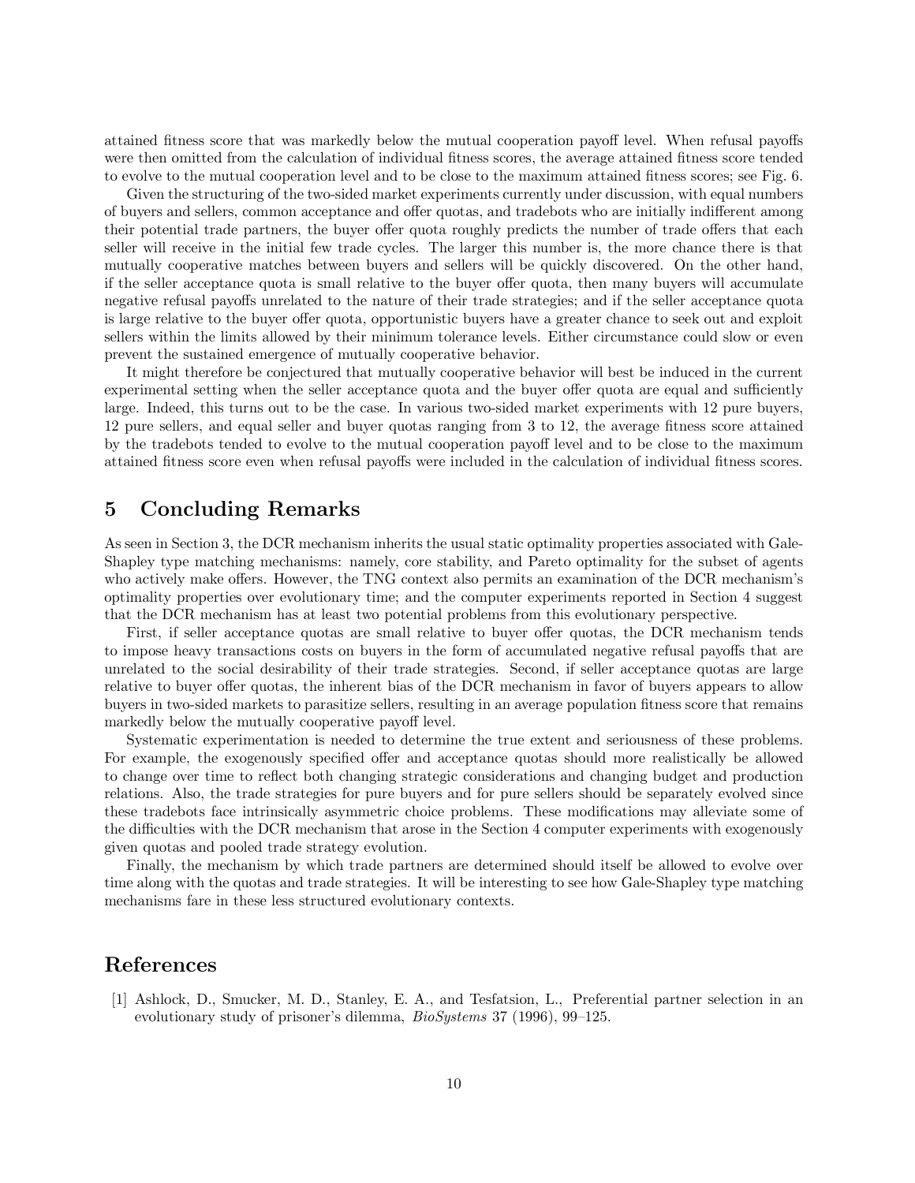attained fitness score that was markedly below the mutual cooperation payoff level. When refusal payoffs were then omitted from the calculation of individual fitness scores, the average attained fitness score tended to evolve to the mutual cooperation level and to be close to the maximum attained fitness scores; see Fig. 6.

Given the structuring of the two-sided market experiments currently under discussion, with equal numbers of buyers and sellers, common acceptance and offer quotas, and tradebots who are initially indifferent among their potential trade partners, the buyer offer quota roughly predicts the number of trade offers that each seller will receive in the initial few trade cycles. The larger this number is, the more chance there is that mutually cooperative matches between buyers and sellers will be quickly discovered. On the other hand, if the seller acceptance quota is small relative to the buyer offer quota, then many buyers will accumulate negative refusal payoffs unrelated to the nature of their trade strategies; and if the seller acceptance quota is large relative to the buyer offer quota, opportunistic buyers have a greater chance to seek out and exploit sellers within the limits allowed by their minimum tolerance levels. Either circumstance could slow or even prevent the sustained emergence of mutually cooperative behavior.

It might therefore be conjectured that mutually cooperative behavior will best be induced in the current experimental setting when the seller acceptance quota and the buyer offer quota are equal and sufficiently large. Indeed, this turns out to be the case. In various two-sided market experiments with 12 pure buyers, 12 pure sellers, and equal seller and buyer quotas ranging from 3 to 12, the average fitness score attained by the tradebots tended to evolve to the mutual cooperation payoff level and to be close to the maximum attained fitness score even when refusal payoffs were included in the calculation of individual fitness scores.

# 5 Concluding Remarks

As seen in Section 3, the DCR mechanism inherits the usual static optimality properties associated with Gale-Shapley type matching mechanisms: namely, core stability, and Pareto optimality for the subset of agents who actively make offers. However, the TNG context also permits an examination of the DCR mechanism's optimality properties over evolutionary time; and the computer experiments reported in Section 4 suggest that the DCR mechanism has at least two potential problems from this evolutionary perspective.

First, if seller acceptance quotas are small relative to buyer offer quotas, the DCR mechanism tends to impose heavy transactions costs on buyers in the form of accumulated negative refusal payoffs that are unrelated to the social desirability of their trade strategies. Second, if seller acceptance quotas are large relative to buyer offer quotas, the inherent bias of the DCR mechanism in favor of buyers appears to allow buyers in two-sided markets to parasitize sellers, resulting in an average population fitness score that remains markedly below the mutually cooperative payoff level.

Systematic experimentation is needed to determine the true extent and seriousness of these problems. For example, the exogenously specified offer and acceptance quotas should more realistically be allowed to change over time to reflect both changing strategic considerations and changing budget and production relations. Also, the trade strategies for pure buyers and for pure sellers should be separately evolved since these tradebots face intrinsically asymmetric choice problems. These modifications may alleviate some of the difficulties with the DCR mechanism that arose in the Section 4 computer experiments with exogenously given quotas and pooled trade strategy evolution.

Finally, the mechanism by which trade partners are determined should itself be allowed to evolve over time along with the quotas and trade strategies. It will be interesting to see how Gale-Shapley type matching mechanisms fare in these less structured evolutionary contexts.

# References

[1] Ashlock, D., Smucker, M. D., Stanley, E. A., and Tesfatsion, L., Preferential partner selection in an evolutionary study of prisoner's dilemma, *BioSystems* 37 (1996), 99–125.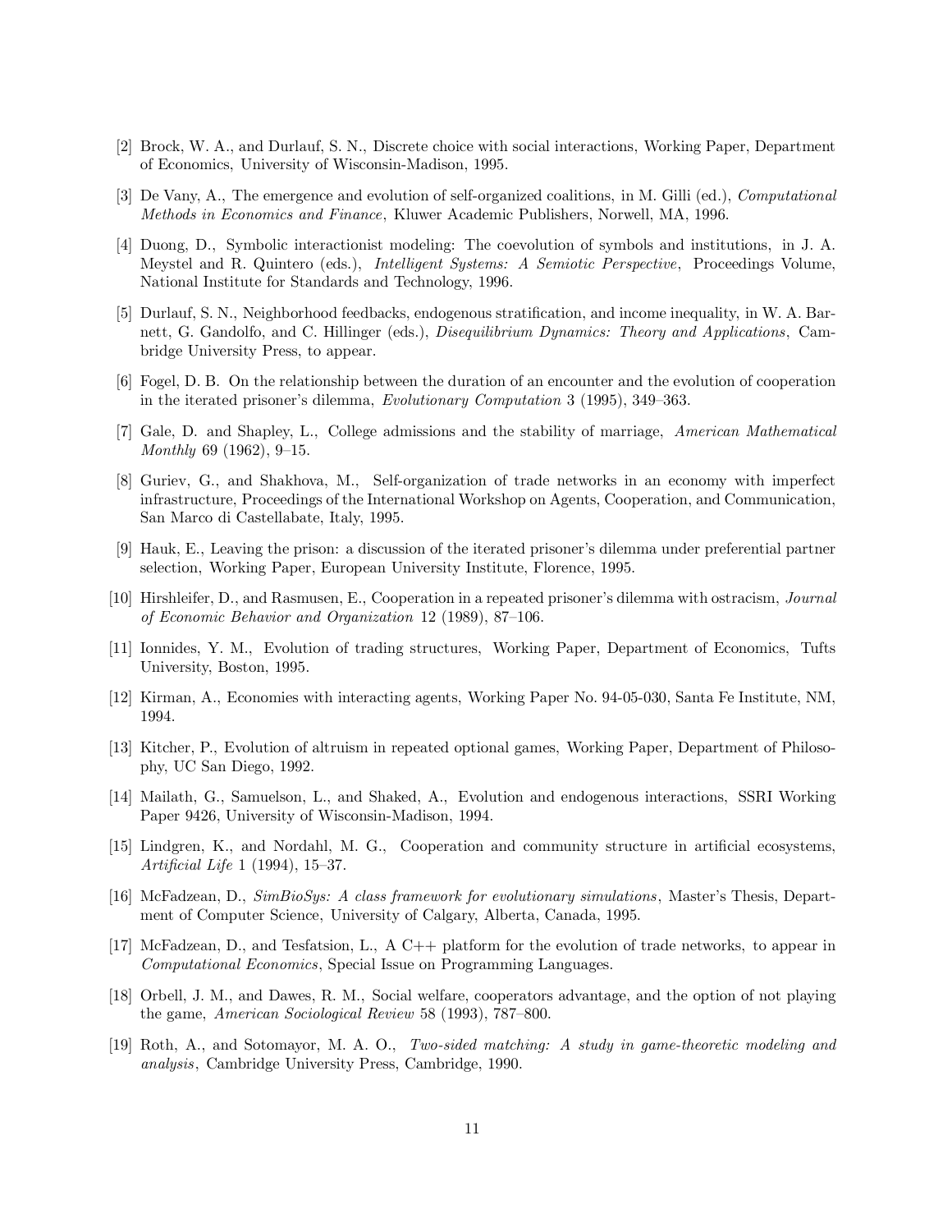[2] Brock, W. A., and Durlauf, S. N., Discrete choice with social interactions, Working Paper, Department of Economics, University of Wisconsin-Madison, 1995.

[3] De Vany, A., The emergence and evolution of self-organized coalitions, in M. Gilli (ed.), *Computational Methods in Economics and Finance*, Kluwer Academic Publishers, Norwell, MA, 1996.

[4] Duong, D., Symbolic interactionist modeling: The coevolution of symbols and institutions, in J. A. Meystel and R. Quintero (eds.), *Intelligent Systems: A Semiotic Perspective*, Proceedings Volume, National Institute for Standards and Technology, 1996.

[5] Durlauf, S. N., Neighborhood feedbacks, endogenous stratification, and income inequality, in W. A. Barnett, G. Gandolfo, and C. Hillinger (eds.), *Disequilibrium Dynamics: Theory and Applications*, Cambridge University Press, to appear.

[6] Fogel, D. B. On the relationship between the duration of an encounter and the evolution of cooperation in the iterated prisoner's dilemma, *Evolutionary Computation* 3 (1995), 349–363.

[7] Gale, D. and Shapley, L., College admissions and the stability of marriage, *American Mathematical Monthly* 69 (1962), 9–15.

[8] Guriev, G., and Shakhova, M., Self-organization of trade networks in an economy with imperfect infrastructure, Proceedings of the International Workshop on Agents, Cooperation, and Communication, San Marco di Castellabate, Italy, 1995.

[9] Hauk, E., Leaving the prison: a discussion of the iterated prisoner's dilemma under preferential partner selection, Working Paper, European University Institute, Florence, 1995.

[10] Hirshleifer, D., and Rasmusen, E., Cooperation in a repeated prisoner's dilemma with ostracism, *Journal of Economic Behavior and Organization* 12 (1989), 87–106.

[11] Ionnides, Y. M., Evolution of trading structures, Working Paper, Department of Economics, Tufts University, Boston, 1995.

[12] Kirman, A., Economies with interacting agents, Working Paper No. 94-05-030, Santa Fe Institute, NM, 1994.

[13] Kitcher, P., Evolution of altruism in repeated optional games, Working Paper, Department of Philosophy, UC San Diego, 1992.

[14] Mailath, G., Samuelson, L., and Shaked, A., Evolution and endogenous interactions, SSRI Working Paper 9426, University of Wisconsin-Madison, 1994.

[15] Lindgren, K., and Nordahl, M. G., Cooperation and community structure in artificial ecosystems, *Artificial Life* 1 (1994), 15–37.

[16] McFadzean, D., *SimBioSys: A class framework for evolutionary simulations*, Master's Thesis, Department of Computer Science, University of Calgary, Alberta, Canada, 1995.

[17] McFadzean, D., and Tesfatsion, L., A C++ platform for the evolution of trade networks, to appear in *Computational Economics*, Special Issue on Programming Languages.

[18] Orbell, J. M., and Dawes, R. M., Social welfare, cooperators advantage, and the option of not playing the game, *American Sociological Review* 58 (1993), 787–800.

[19] Roth, A., and Sotomayor, M. A. O., *Two-sided matching: A study in game-theoretic modeling and analysis*, Cambridge University Press, Cambridge, 1990.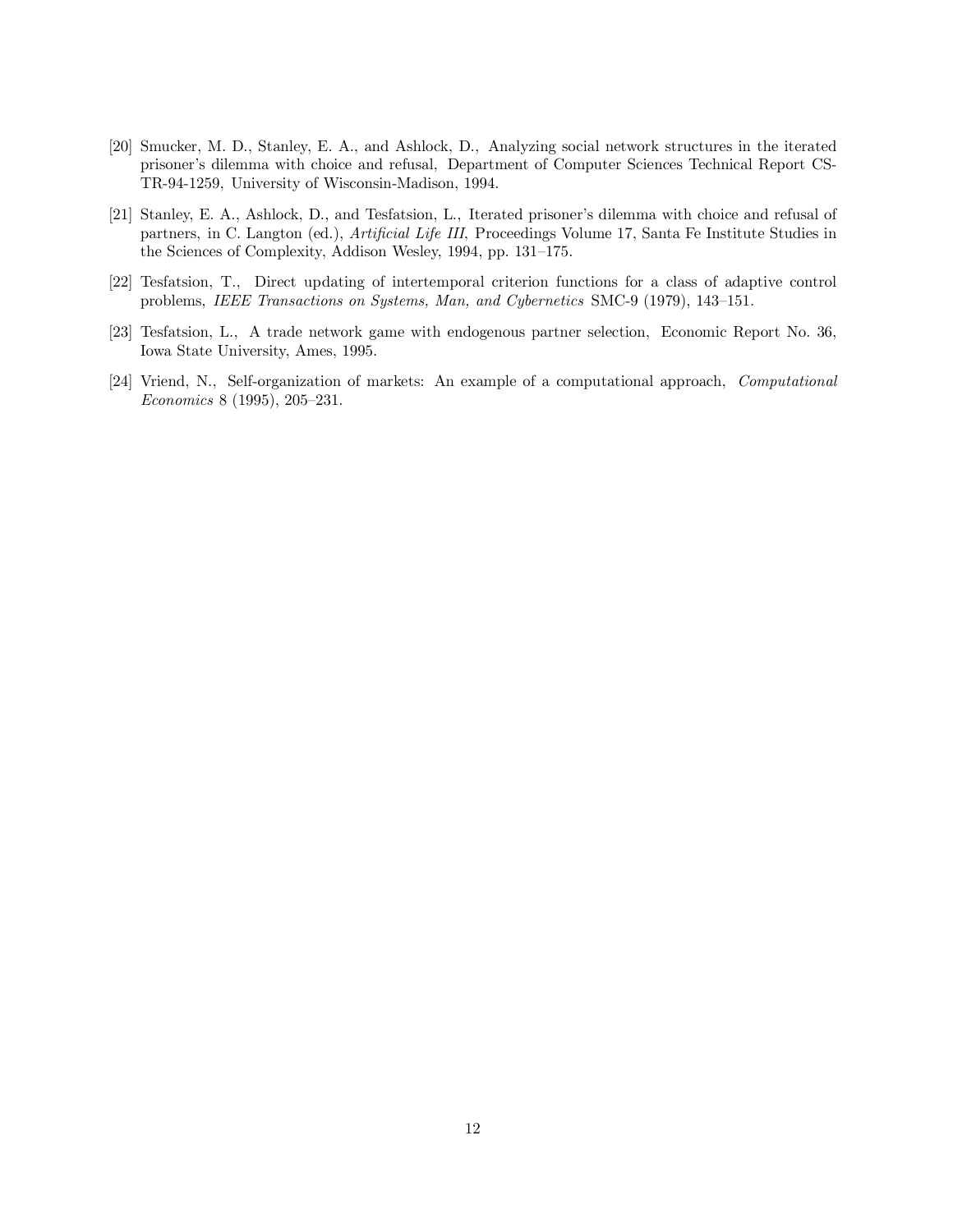[20] Smucker, M. D., Stanley, E. A., and Ashlock, D., Analyzing social network structures in the iterated prisoner's dilemma with choice and refusal, Department of Computer Sciences Technical Report CS-TR-94-1259, University of Wisconsin-Madison, 1994.

[21] Stanley, E. A., Ashlock, D., and Tesfatsion, L., Iterated prisoner's dilemma with choice and refusal of partners, in C. Langton (ed.), *Artificial Life III*, Proceedings Volume 17, Santa Fe Institute Studies in the Sciences of Complexity, Addison Wesley, 1994, pp. 131–175.

[22] Tesfatsion, T., Direct updating of intertemporal criterion functions for a class of adaptive control problems, *IEEE Transactions on Systems, Man, and Cybernetics* SMC-9 (1979), 143–151.

[23] Tesfatsion, L., A trade network game with endogenous partner selection, Economic Report No. 36, Iowa State University, Ames, 1995.

[24] Vriend, N., Self-organization of markets: An example of a computational approach, *Computational Economics* 8 (1995), 205–231.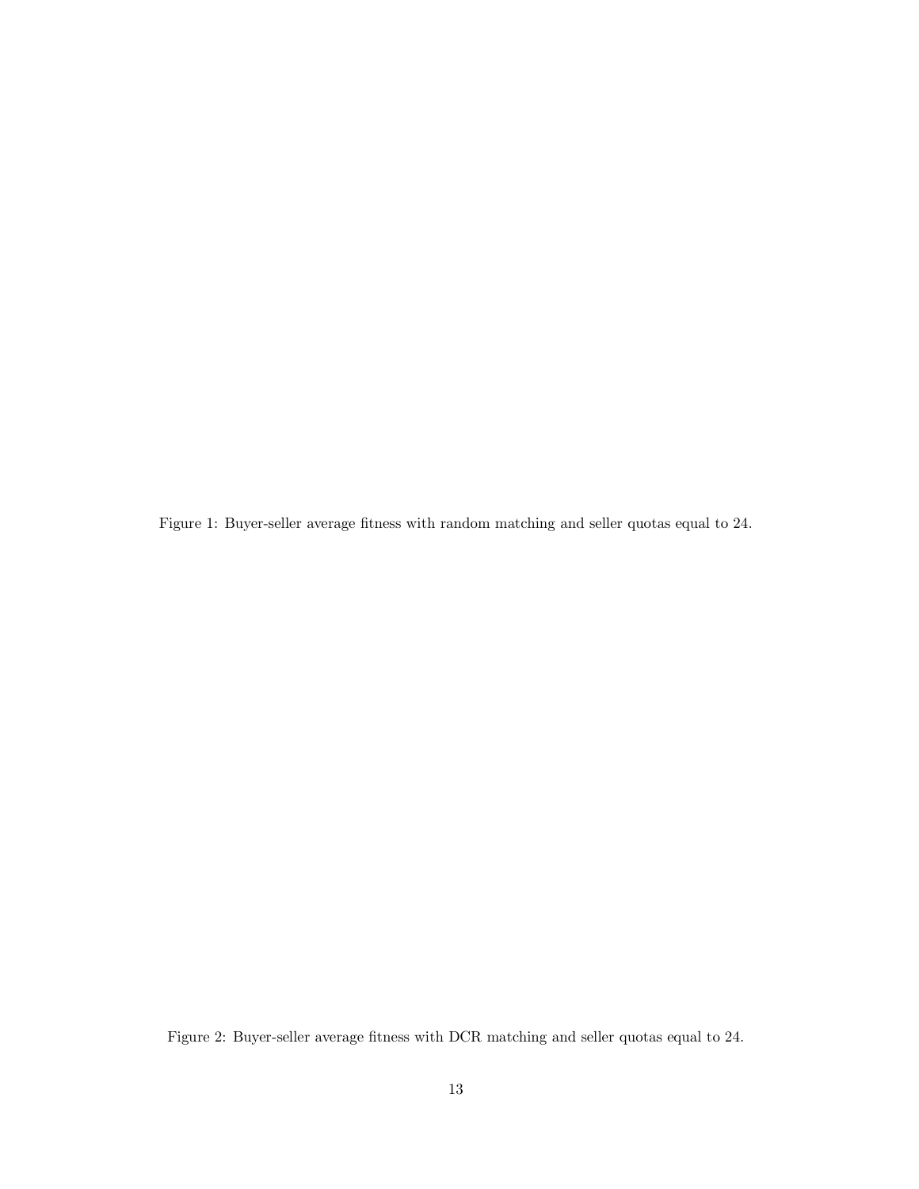Figure 1: Buyer-seller average fitness with random matching and seller quotas equal to 24.

Figure 2: Buyer-seller average fitness with DCR matching and seller quotas equal to 24.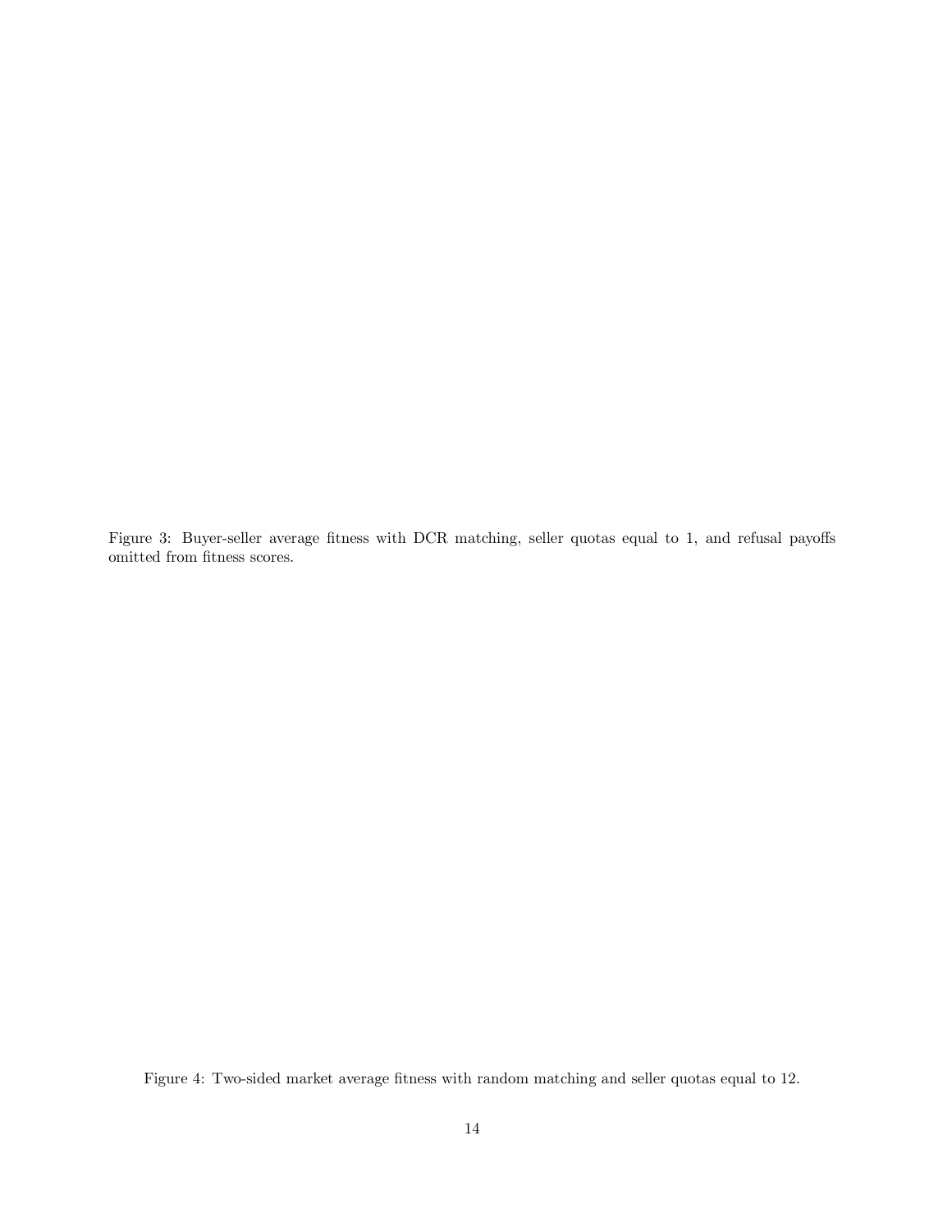Figure 3: Buyer-seller average fitness with DCR matching, seller quotas equal to 1, and refusal payoffs omitted from fitness scores.

Figure 4: Two-sided market average fitness with random matching and seller quotas equal to 12.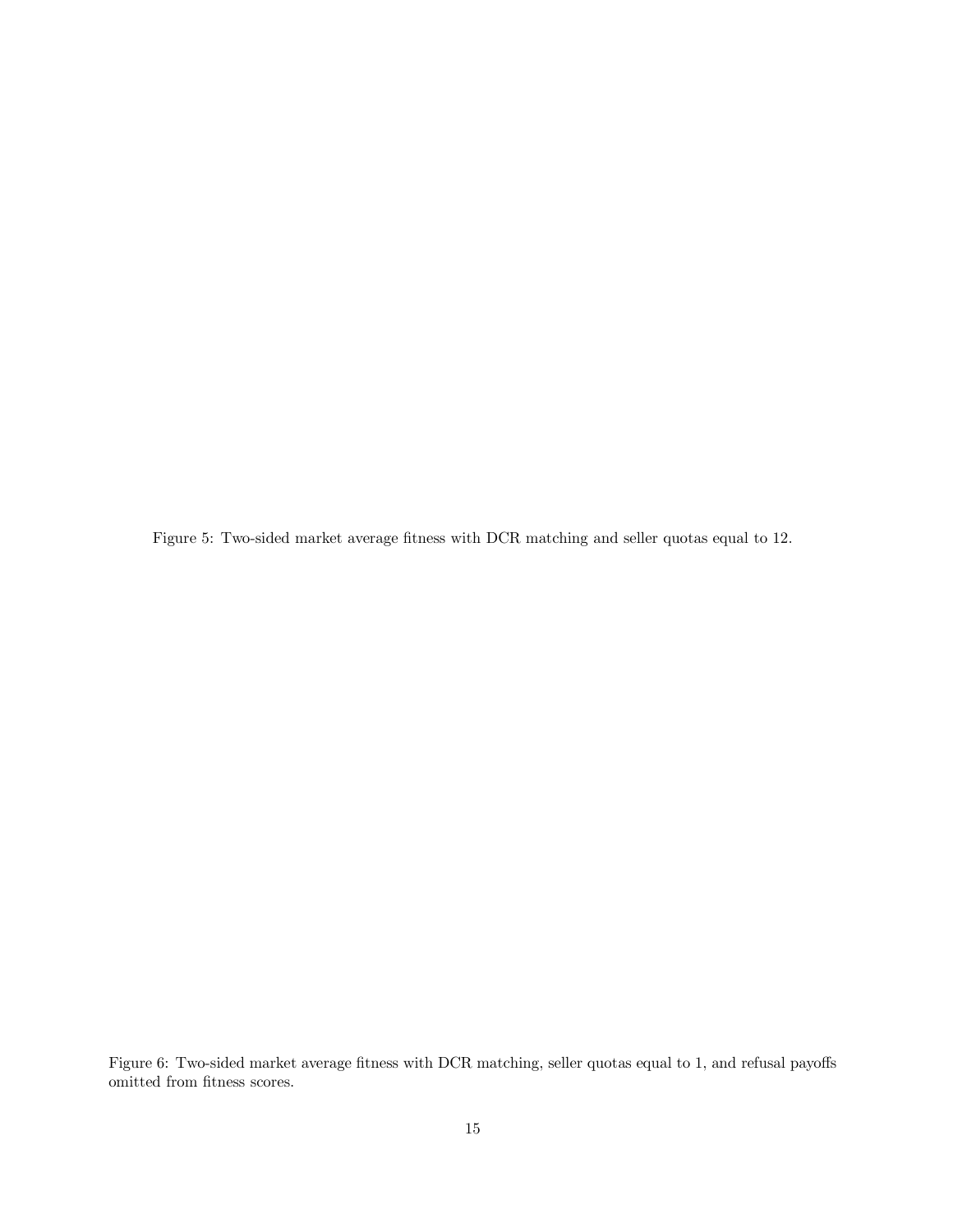Figure 5: Two-sided market average fitness with DCR matching and seller quotas equal to 12.

Figure 6: Two-sided market average fitness with DCR matching, seller quotas equal to 1, and refusal payoffs omitted from fitness scores.